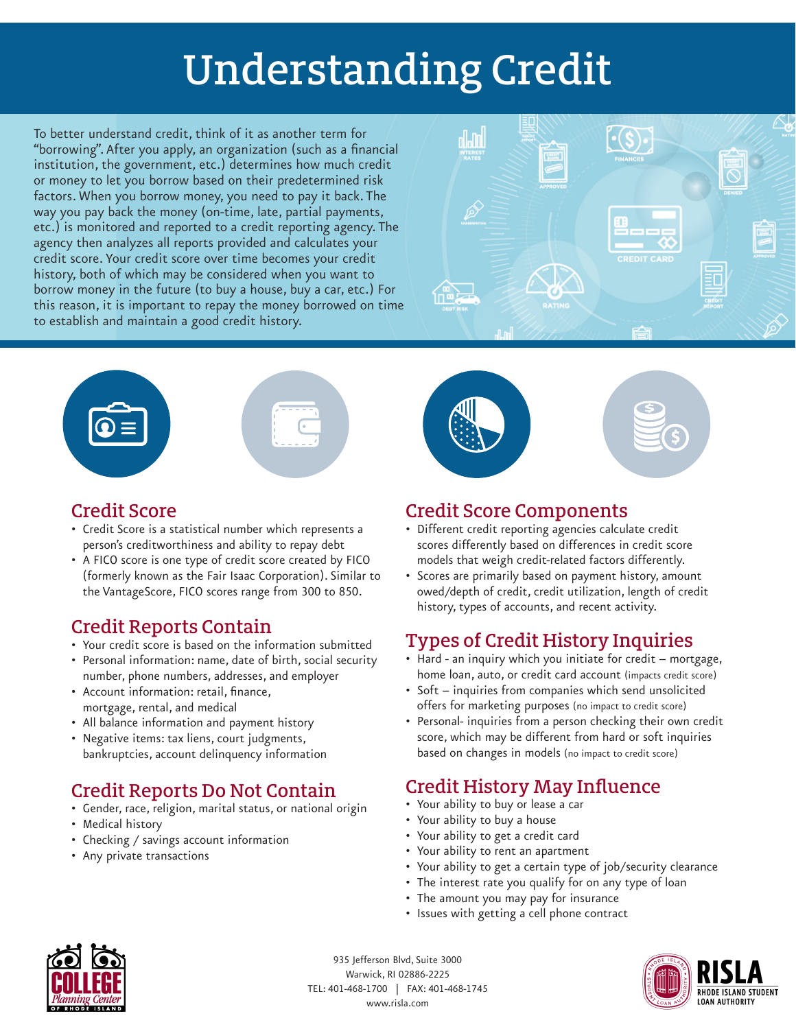# Understanding Credit

To better understand credit, think of it as another term for "borrowing". After you apply, an organization (such as a financial institution, the government, etc.) determines how much credit or money to let you borrow based on their predetermined risk factors. When you borrow money, you need to pay it back. The way you pay back the money (on-time, late, partial payments, etc.) is monitored and reported to a credit reporting agency. The agency then analyzes all reports provided and calculates your credit score. Your credit score over time becomes your credit history, both of which may be considered when you want to borrow money in the future (to buy a house, buy a car, etc.) For this reason, it is important to repay the money borrowed on time to establish and maintain a good credit history.

## Credit Score

- Credit Score is a statistical number which represents a person's creditworthiness and ability to repay debt
- A FICO score is one type of credit score created by FICO (formerly known as the Fair Isaac Corporation). Similar to the VantageScore, FICO scores range from 300 to 850.

## Credit Reports Contain

- Your credit score is based on the information submitted
- Personal information: name, date of birth, social security number, phone numbers, addresses, and employer
- Account information: retail, finance, mortgage, rental, and medical
- All balance information and payment history
- Negative items: tax liens, court judgments, bankruptcies, account delinquency information

## Credit Reports Do Not Contain

- Gender, race, religion, marital status, or national origin
- Medical history
- Checking / savings account information
- Any private transactions

## Credit Score Components

- Different credit reporting agencies calculate credit scores differently based on differences in credit score models that weigh credit-related factors differently.
- Scores are primarily based on payment history, amount owed/depth of credit, credit utilization, length of credit history, types of accounts, and recent activity.

## Types of Credit History Inquiries

- Hard - an inquiry which you initiate for credit – mortgage, home loan, auto, or credit card account (impacts credit score)
- Soft – inquiries from companies which send unsolicited offers for marketing purposes (no impact to credit score)
- Personal- inquiries from a person checking their own credit score, which may be different from hard or soft inquiries based on changes in models (no impact to credit score)

## Credit History May Influence

- Your ability to buy or lease a car
- Your ability to buy a house
- Your ability to get a credit card
- Your ability to rent an apartment
- Your ability to get a certain type of job/security clearance
- The interest rate you qualify for on any type of loan
- The amount you may pay for insurance
- Issues with getting a cell phone contract

College Planning Center of Rhode Island

935 Jefferson Blvd, Suite 3000
Warwick, RI 02886-2225
TEL: 401-468-1700 | FAX: 401-468-1745
www.risla.com

RISLA – Rhode Island Student Loan Authority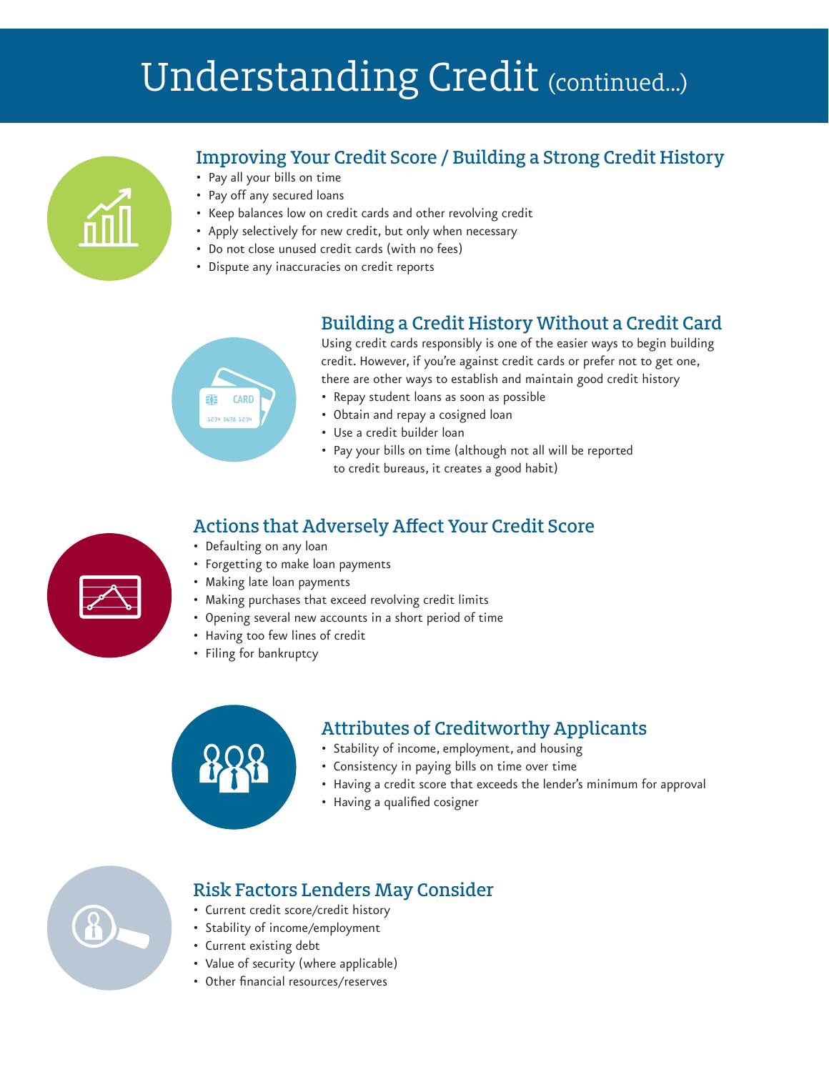# Understanding Credit (continued...)

## Improving Your Credit Score / Building a Strong Credit History

- Pay all your bills on time
- Pay off any secured loans
- Keep balances low on credit cards and other revolving credit
- Apply selectively for new credit, but only when necessary
- Do not close unused credit cards (with no fees)
- Dispute any inaccuracies on credit reports

## Building a Credit History Without a Credit Card

Using credit cards responsibly is one of the easier ways to begin building credit. However, if you're against credit cards or prefer not to get one, there are other ways to establish and maintain good credit history

- Repay student loans as soon as possible
- Obtain and repay a cosigned loan
- Use a credit builder loan
- Pay your bills on time (although not all will be reported to credit bureaus, it creates a good habit)

## Actions that Adversely Affect Your Credit Score

- Defaulting on any loan
- Forgetting to make loan payments
- Making late loan payments
- Making purchases that exceed revolving credit limits
- Opening several new accounts in a short period of time
- Having too few lines of credit
- Filing for bankruptcy

## Attributes of Creditworthy Applicants

- Stability of income, employment, and housing
- Consistency in paying bills on time over time
- Having a credit score that exceeds the lender's minimum for approval
- Having a qualified cosigner

## Risk Factors Lenders May Consider

- Current credit score/credit history
- Stability of income/employment
- Current existing debt
- Value of security (where applicable)
- Other financial resources/reserves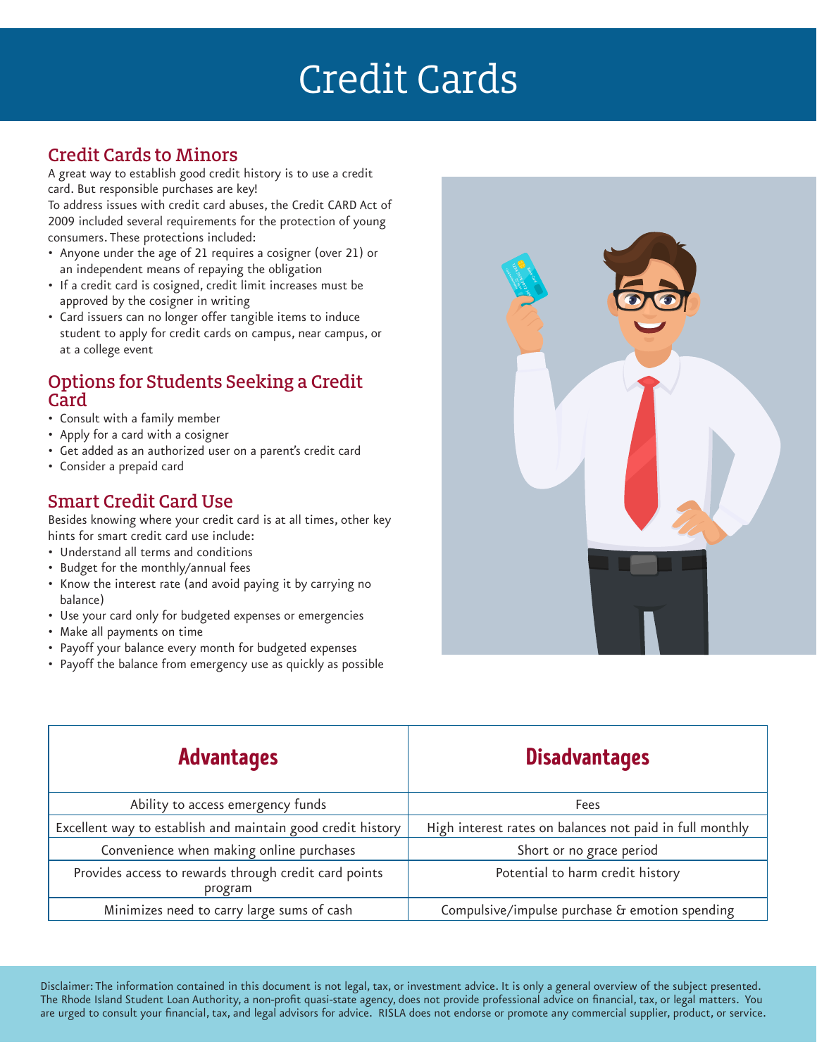# Credit Cards

## Credit Cards to Minors

A great way to establish good credit history is to use a credit card. But responsible purchases are key!

To address issues with credit card abuses, the Credit CARD Act of 2009 included several requirements for the protection of young consumers. These protections included:

- Anyone under the age of 21 requires a cosigner (over 21) or an independent means of repaying the obligation
- If a credit card is cosigned, credit limit increases must be approved by the cosigner in writing
- Card issuers can no longer offer tangible items to induce student to apply for credit cards on campus, near campus, or at a college event

## Options for Students Seeking a Credit Card

- Consult with a family member
- Apply for a card with a cosigner
- Get added as an authorized user on a parent's credit card
- Consider a prepaid card

## Smart Credit Card Use

Besides knowing where your credit card is at all times, other key hints for smart credit card use include:

- Understand all terms and conditions
- Budget for the monthly/annual fees
- Know the interest rate (and avoid paying it by carrying no balance)
- Use your card only for budgeted expenses or emergencies
- Make all payments on time
- Payoff your balance every month for budgeted expenses
- Payoff the balance from emergency use as quickly as possible

| Advantages | Disadvantages |
|---|---|
| Ability to access emergency funds | Fees |
| Excellent way to establish and maintain good credit history | High interest rates on balances not paid in full monthly |
| Convenience when making online purchases | Short or no grace period |
| Provides access to rewards through credit card points program | Potential to harm credit history |
| Minimizes need to carry large sums of cash | Compulsive/impulse purchase & emotion spending |

Disclaimer: The information contained in this document is not legal, tax, or investment advice. It is only a general overview of the subject presented. The Rhode Island Student Loan Authority, a non-profit quasi-state agency, does not provide professional advice on financial, tax, or legal matters. You are urged to consult your financial, tax, and legal advisors for advice. RISLA does not endorse or promote any commercial supplier, product, or service.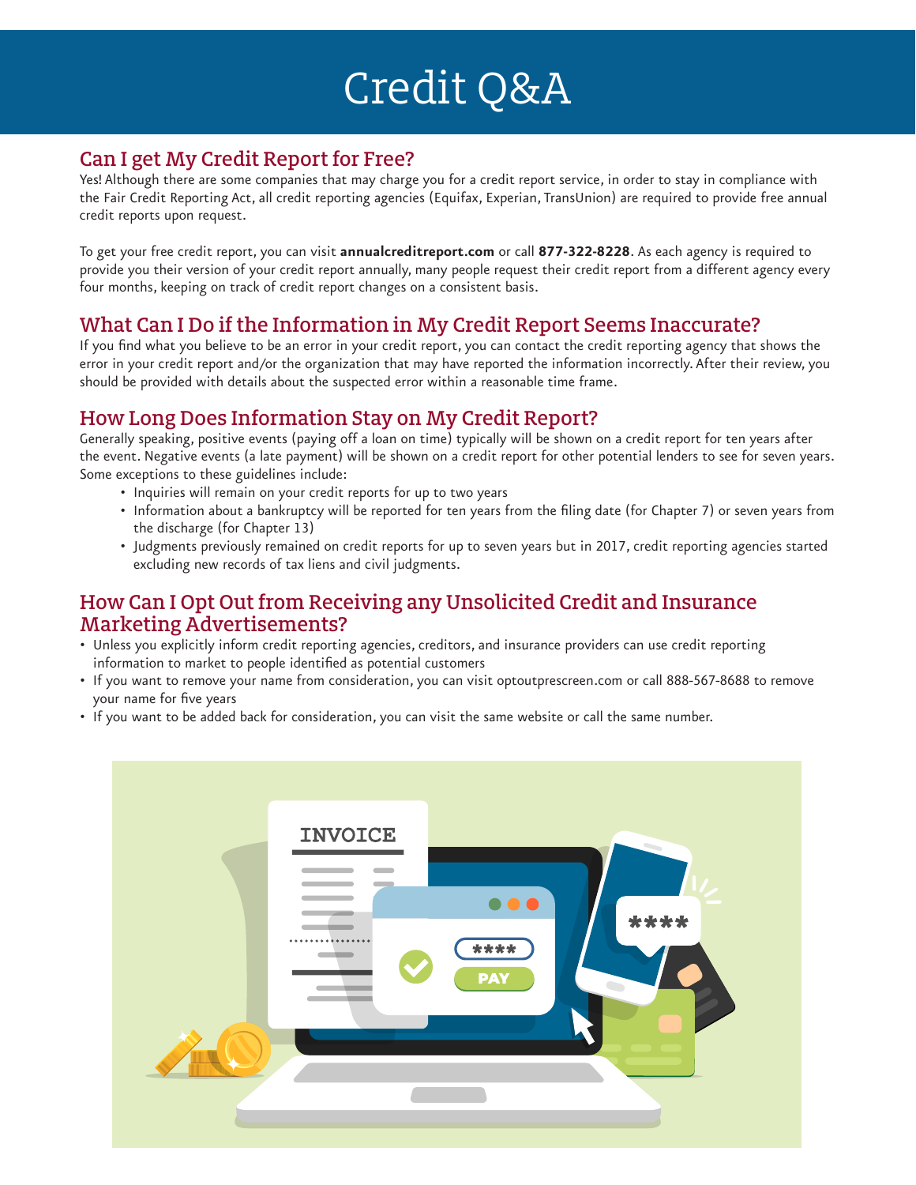# Credit Q&A

## Can I get My Credit Report for Free?

Yes! Although there are some companies that may charge you for a credit report service, in order to stay in compliance with the Fair Credit Reporting Act, all credit reporting agencies (Equifax, Experian, TransUnion) are required to provide free annual credit reports upon request.

To get your free credit report, you can visit **annualcreditreport.com** or call **877-322-8228**. As each agency is required to provide you their version of your credit report annually, many people request their credit report from a different agency every four months, keeping on track of credit report changes on a consistent basis.

## What Can I Do if the Information in My Credit Report Seems Inaccurate?

If you find what you believe to be an error in your credit report, you can contact the credit reporting agency that shows the error in your credit report and/or the organization that may have reported the information incorrectly. After their review, you should be provided with details about the suspected error within a reasonable time frame.

## How Long Does Information Stay on My Credit Report?

Generally speaking, positive events (paying off a loan on time) typically will be shown on a credit report for ten years after the event. Negative events (a late payment) will be shown on a credit report for other potential lenders to see for seven years. Some exceptions to these guidelines include:

- Inquiries will remain on your credit reports for up to two years
- Information about a bankruptcy will be reported for ten years from the filing date (for Chapter 7) or seven years from the discharge (for Chapter 13)
- Judgments previously remained on credit reports for up to seven years but in 2017, credit reporting agencies started excluding new records of tax liens and civil judgments.

## How Can I Opt Out from Receiving any Unsolicited Credit and Insurance Marketing Advertisements?

- Unless you explicitly inform credit reporting agencies, creditors, and insurance providers can use credit reporting information to market to people identified as potential customers
- If you want to remove your name from consideration, you can visit optoutprescreen.com or call 888-567-8688 to remove your name for five years
- If you want to be added back for consideration, you can visit the same website or call the same number.